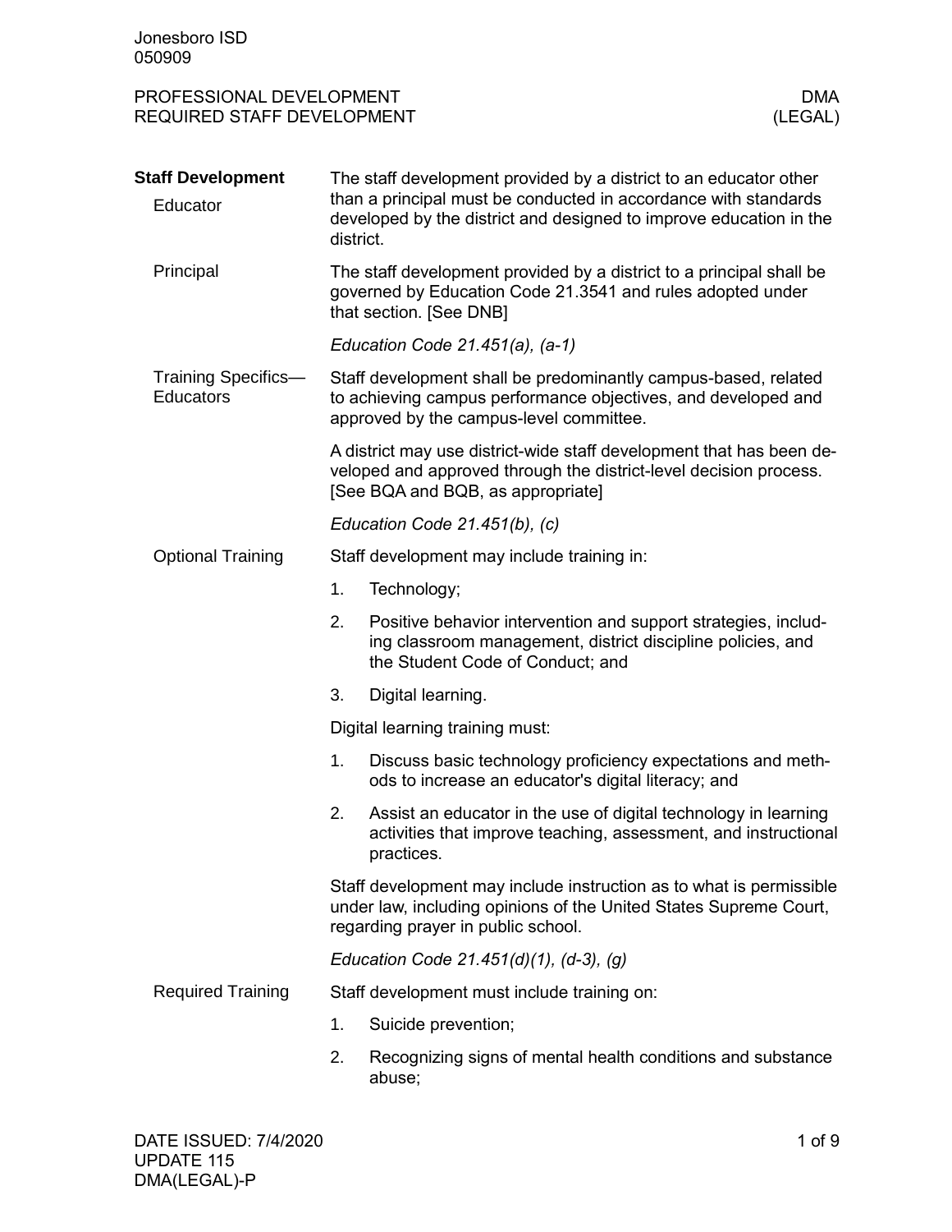# PROFESSIONAL DEVELOPMENT
## REQUIRED STAFF DEVELOPMENT

DMA (LEGAL)

## Staff Development

### Educator

The staff development provided by a district to an educator other than a principal must be conducted in accordance with standards developed by the district and designed to improve education in the district.

### Principal

The staff development provided by a district to a principal shall be governed by Education Code 21.3541 and rules adopted under that section. [See DNB]

*Education Code 21.451(a), (a-1)*

### Training Specifics—Educators

Staff development shall be predominantly campus-based, related to achieving campus performance objectives, and developed and approved by the campus-level committee.

A district may use district-wide staff development that has been developed and approved through the district-level decision process. [See BQA and BQB, as appropriate]

*Education Code 21.451(b), (c)*

### Optional Training

Staff development may include training in:

1. Technology;
2. Positive behavior intervention and support strategies, including classroom management, district discipline policies, and the Student Code of Conduct; and
3. Digital learning.

Digital learning training must:

1. Discuss basic technology proficiency expectations and methods to increase an educator's digital literacy; and
2. Assist an educator in the use of digital technology in learning activities that improve teaching, assessment, and instructional practices.

Staff development may include instruction as to what is permissible under law, including opinions of the United States Supreme Court, regarding prayer in public school.

*Education Code 21.451(d)(1), (d-3), (g)*

### Required Training

Staff development must include training on:

1. Suicide prevention;
2. Recognizing signs of mental health conditions and substance abuse;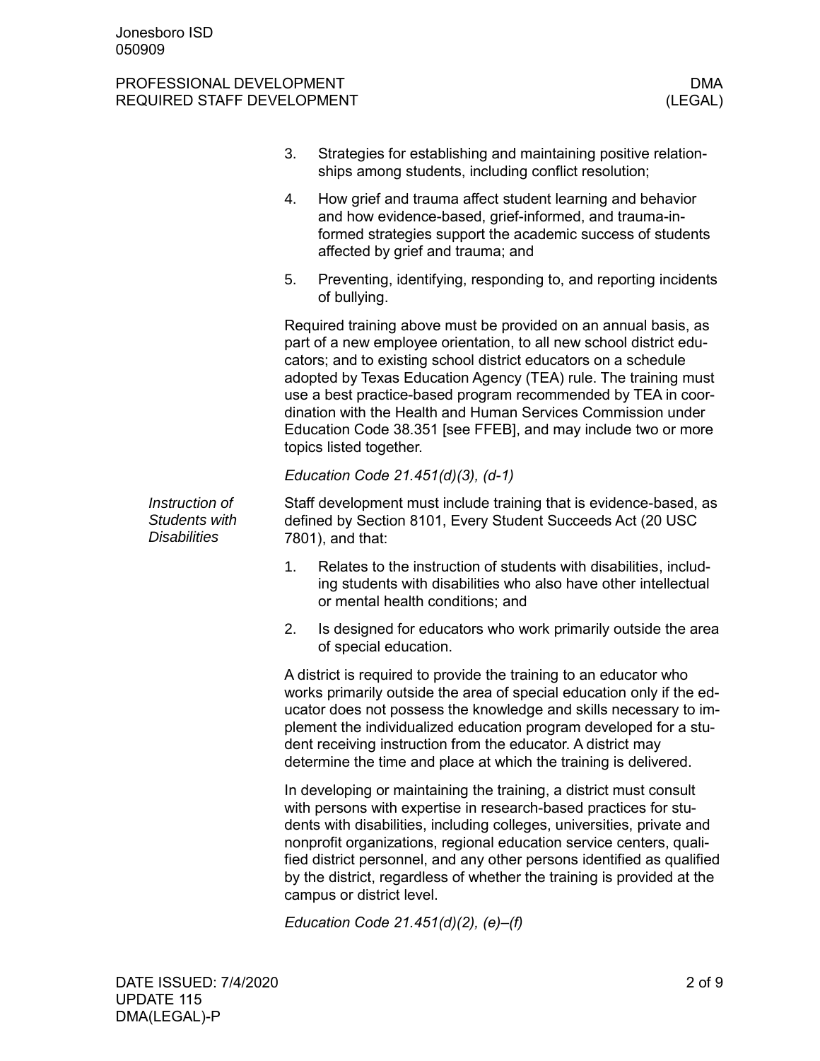3. Strategies for establishing and maintaining positive relationships among students, including conflict resolution;
4. How grief and trauma affect student learning and behavior and how evidence-based, grief-informed, and trauma-informed strategies support the academic success of students affected by grief and trauma; and
5. Preventing, identifying, responding to, and reporting incidents of bullying.

Required training above must be provided on an annual basis, as part of a new employee orientation, to all new school district educators; and to existing school district educators on a schedule adopted by Texas Education Agency (TEA) rule. The training must use a best practice-based program recommended by TEA in coordination with the Health and Human Services Commission under Education Code 38.351 [see FFEB], and may include two or more topics listed together.

*Education Code 21.451(d)(3), (d-1)*

### *Instruction of Students with Disabilities*

Staff development must include training that is evidence-based, as defined by Section 8101, Every Student Succeeds Act (20 USC 7801), and that:

1. Relates to the instruction of students with disabilities, including students with disabilities who also have other intellectual or mental health conditions; and
2. Is designed for educators who work primarily outside the area of special education.

A district is required to provide the training to an educator who works primarily outside the area of special education only if the educator does not possess the knowledge and skills necessary to implement the individualized education program developed for a student receiving instruction from the educator. A district may determine the time and place at which the training is delivered.

In developing or maintaining the training, a district must consult with persons with expertise in research-based practices for students with disabilities, including colleges, universities, private and nonprofit organizations, regional education service centers, qualified district personnel, and any other persons identified as qualified by the district, regardless of whether the training is provided at the campus or district level.

*Education Code 21.451(d)(2), (e)–(f)*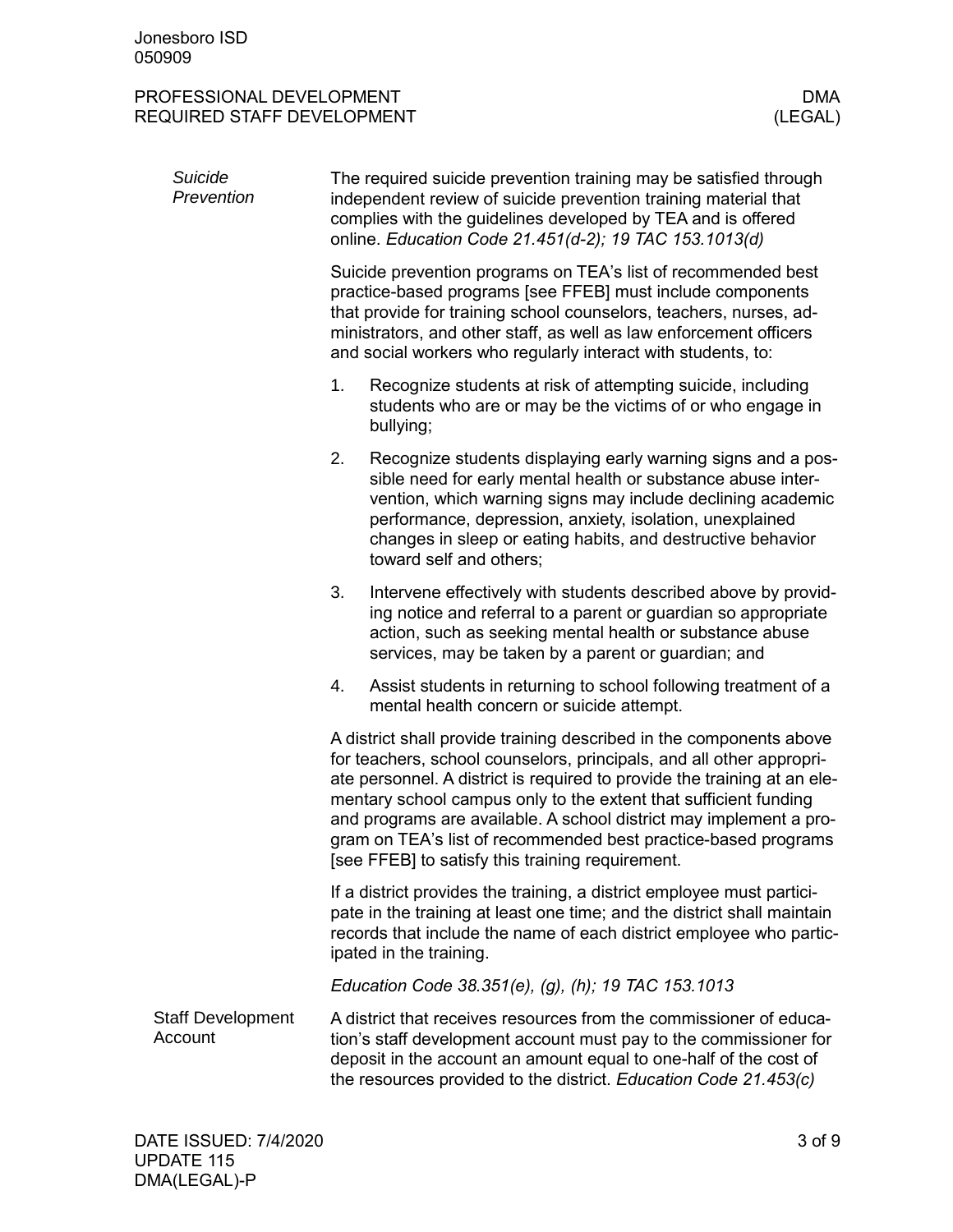### *Suicide Prevention*

The required suicide prevention training may be satisfied through independent review of suicide prevention training material that complies with the guidelines developed by TEA and is offered online. *Education Code 21.451(d-2); 19 TAC 153.1013(d)*

Suicide prevention programs on TEA's list of recommended best practice-based programs [see FFEB] must include components that provide for training school counselors, teachers, nurses, administrators, and other staff, as well as law enforcement officers and social workers who regularly interact with students, to:

1. Recognize students at risk of attempting suicide, including students who are or may be the victims of or who engage in bullying;
2. Recognize students displaying early warning signs and a possible need for early mental health or substance abuse intervention, which warning signs may include declining academic performance, depression, anxiety, isolation, unexplained changes in sleep or eating habits, and destructive behavior toward self and others;
3. Intervene effectively with students described above by providing notice and referral to a parent or guardian so appropriate action, such as seeking mental health or substance abuse services, may be taken by a parent or guardian; and
4. Assist students in returning to school following treatment of a mental health concern or suicide attempt.

A district shall provide training described in the components above for teachers, school counselors, principals, and all other appropriate personnel. A district is required to provide the training at an elementary school campus only to the extent that sufficient funding and programs are available. A school district may implement a program on TEA's list of recommended best practice-based programs [see FFEB] to satisfy this training requirement.

If a district provides the training, a district employee must participate in the training at least one time; and the district shall maintain records that include the name of each district employee who participated in the training.

*Education Code 38.351(e), (g), (h); 19 TAC 153.1013*

## Staff Development Account

A district that receives resources from the commissioner of education's staff development account must pay to the commissioner for deposit in the account an amount equal to one-half of the cost of the resources provided to the district. *Education Code 21.453(c)*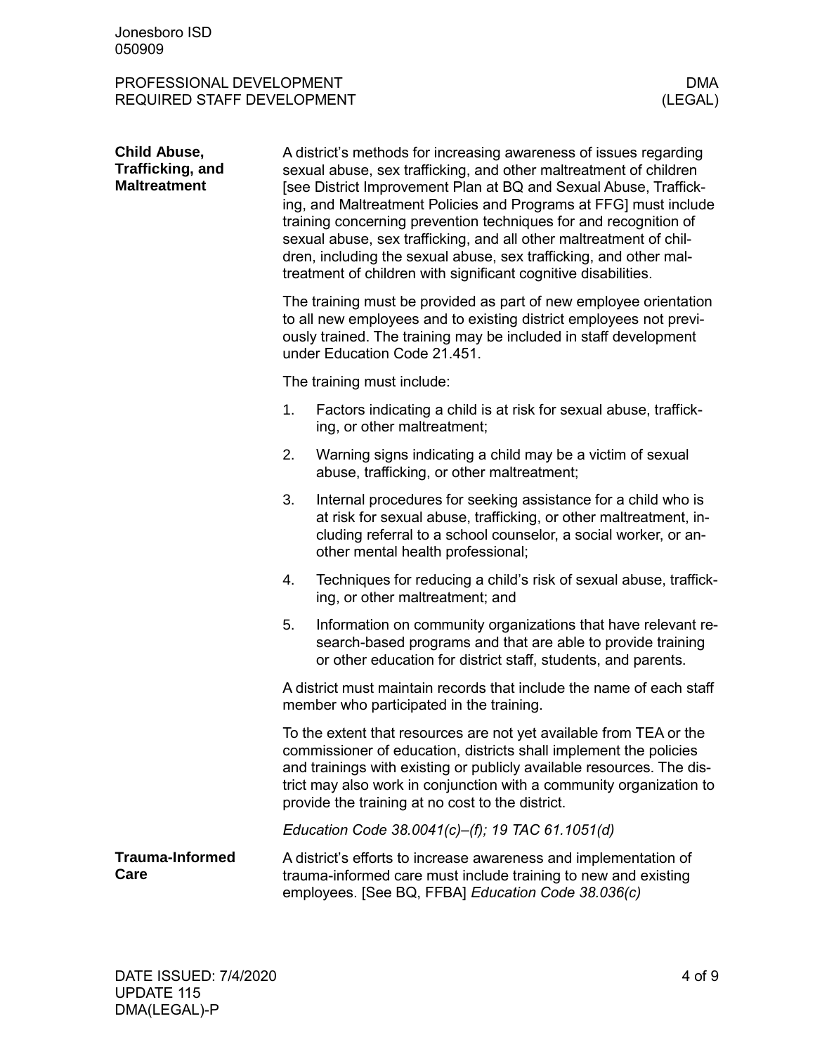## Child Abuse, Trafficking, and Maltreatment

A district's methods for increasing awareness of issues regarding sexual abuse, sex trafficking, and other maltreatment of children [see District Improvement Plan at BQ and Sexual Abuse, Trafficking, and Maltreatment Policies and Programs at FFG] must include training concerning prevention techniques for and recognition of sexual abuse, sex trafficking, and all other maltreatment of children, including the sexual abuse, sex trafficking, and other maltreatment of children with significant cognitive disabilities.

The training must be provided as part of new employee orientation to all new employees and to existing district employees not previously trained. The training may be included in staff development under Education Code 21.451.

The training must include:

1. Factors indicating a child is at risk for sexual abuse, trafficking, or other maltreatment;
2. Warning signs indicating a child may be a victim of sexual abuse, trafficking, or other maltreatment;
3. Internal procedures for seeking assistance for a child who is at risk for sexual abuse, trafficking, or other maltreatment, including referral to a school counselor, a social worker, or another mental health professional;
4. Techniques for reducing a child's risk of sexual abuse, trafficking, or other maltreatment; and
5. Information on community organizations that have relevant research-based programs and that are able to provide training or other education for district staff, students, and parents.

A district must maintain records that include the name of each staff member who participated in the training.

To the extent that resources are not yet available from TEA or the commissioner of education, districts shall implement the policies and trainings with existing or publicly available resources. The district may also work in conjunction with a community organization to provide the training at no cost to the district.

*Education Code 38.0041(c)–(f); 19 TAC 61.1051(d)*

## Trauma-Informed Care

A district's efforts to increase awareness and implementation of trauma-informed care must include training to new and existing employees. [See BQ, FFBA] *Education Code 38.036(c)*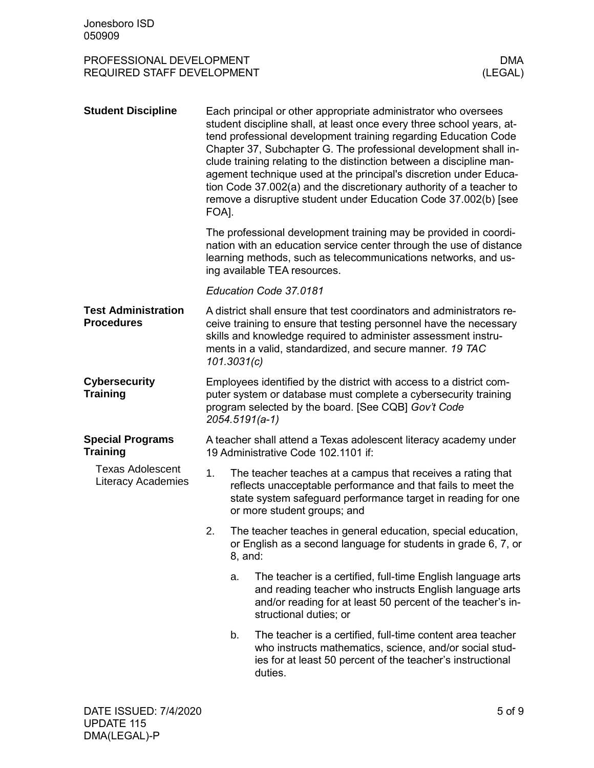## Student Discipline

Each principal or other appropriate administrator who oversees student discipline shall, at least once every three school years, attend professional development training regarding Education Code Chapter 37, Subchapter G. The professional development shall include training relating to the distinction between a discipline management technique used at the principal's discretion under Education Code 37.002(a) and the discretionary authority of a teacher to remove a disruptive student under Education Code 37.002(b) [see FOA].

The professional development training may be provided in coordination with an education service center through the use of distance learning methods, such as telecommunications networks, and using available TEA resources.

*Education Code 37.0181*

## Test Administration Procedures

A district shall ensure that test coordinators and administrators receive training to ensure that testing personnel have the necessary skills and knowledge required to administer assessment instruments in a valid, standardized, and secure manner. *19 TAC 101.3031(c)*

## Cybersecurity Training

Employees identified by the district with access to a district computer system or database must complete a cybersecurity training program selected by the board. [See CQB] *Gov't Code 2054.5191(a-1)*

## Special Programs Training

### Texas Adolescent Literacy Academies

A teacher shall attend a Texas adolescent literacy academy under 19 Administrative Code 102.1101 if:

1. The teacher teaches at a campus that receives a rating that reflects unacceptable performance and that fails to meet the state system safeguard performance target in reading for one or more student groups; and
2. The teacher teaches in general education, special education, or English as a second language for students in grade 6, 7, or 8, and:
   a. The teacher is a certified, full-time English language arts and reading teacher who instructs English language arts and/or reading for at least 50 percent of the teacher's instructional duties; or
   b. The teacher is a certified, full-time content area teacher who instructs mathematics, science, and/or social studies for at least 50 percent of the teacher's instructional duties.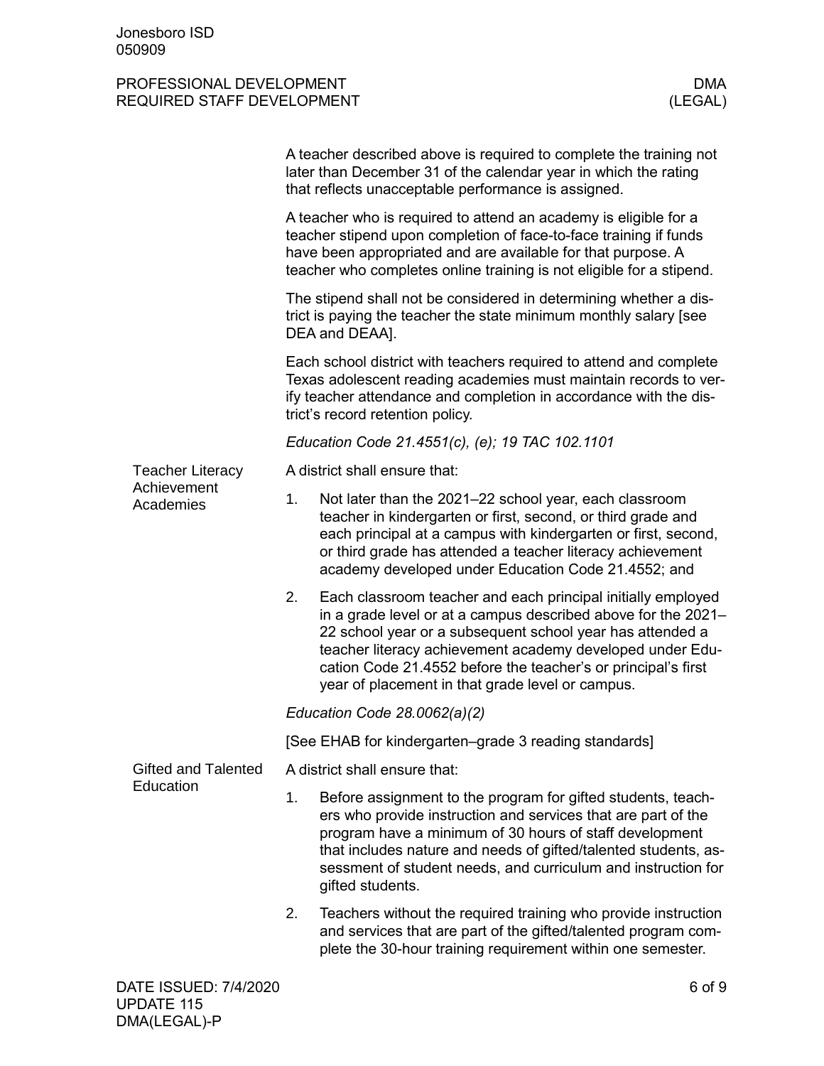A teacher described above is required to complete the training not later than December 31 of the calendar year in which the rating that reflects unacceptable performance is assigned.

A teacher who is required to attend an academy is eligible for a teacher stipend upon completion of face-to-face training if funds have been appropriated and are available for that purpose. A teacher who completes online training is not eligible for a stipend.

The stipend shall not be considered in determining whether a district is paying the teacher the state minimum monthly salary [see DEA and DEAA].

Each school district with teachers required to attend and complete Texas adolescent reading academies must maintain records to verify teacher attendance and completion in accordance with the district's record retention policy.

*Education Code 21.4551(c), (e); 19 TAC 102.1101*

## Teacher Literacy Achievement Academies

A district shall ensure that:

1. Not later than the 2021–22 school year, each classroom teacher in kindergarten or first, second, or third grade and each principal at a campus with kindergarten or first, second, or third grade has attended a teacher literacy achievement academy developed under Education Code 21.4552; and
2. Each classroom teacher and each principal initially employed in a grade level or at a campus described above for the 2021–22 school year or a subsequent school year has attended a teacher literacy achievement academy developed under Education Code 21.4552 before the teacher's or principal's first year of placement in that grade level or campus.

*Education Code 28.0062(a)(2)*

[See EHAB for kindergarten–grade 3 reading standards]

## Gifted and Talented Education

A district shall ensure that:

1. Before assignment to the program for gifted students, teachers who provide instruction and services that are part of the program have a minimum of 30 hours of staff development that includes nature and needs of gifted/talented students, assessment of student needs, and curriculum and instruction for gifted students.
2. Teachers without the required training who provide instruction and services that are part of the gifted/talented program complete the 30-hour training requirement within one semester.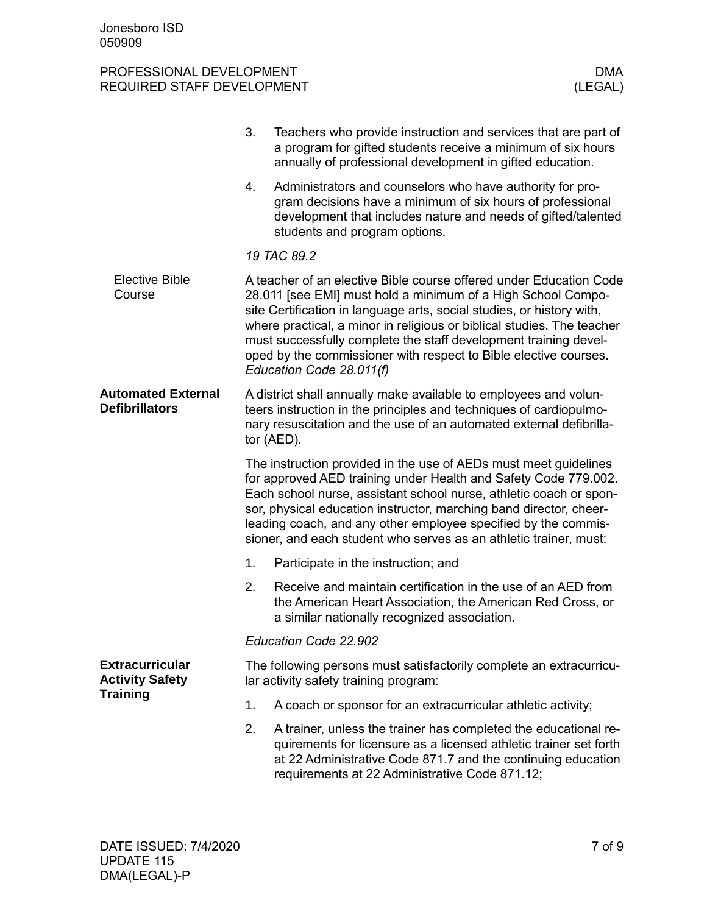3. Teachers who provide instruction and services that are part of a program for gifted students receive a minimum of six hours annually of professional development in gifted education.

4. Administrators and counselors who have authority for program decisions have a minimum of six hours of professional development that includes nature and needs of gifted/talented students and program options.

*19 TAC 89.2*

### Elective Bible Course

A teacher of an elective Bible course offered under Education Code 28.011 [see EMI] must hold a minimum of a High School Composite Certification in language arts, social studies, or history with, where practical, a minor in religious or biblical studies. The teacher must successfully complete the staff development training developed by the commissioner with respect to Bible elective courses. *Education Code 28.011(f)*

## Automated External Defibrillators

A district shall annually make available to employees and volunteers instruction in the principles and techniques of cardiopulmonary resuscitation and the use of an automated external defibrillator (AED).

The instruction provided in the use of AEDs must meet guidelines for approved AED training under Health and Safety Code 779.002. Each school nurse, assistant school nurse, athletic coach or sponsor, physical education instructor, marching band director, cheerleading coach, and any other employee specified by the commissioner, and each student who serves as an athletic trainer, must:

1. Participate in the instruction; and

2. Receive and maintain certification in the use of an AED from the American Heart Association, the American Red Cross, or a similar nationally recognized association.

*Education Code 22.902*

## Extracurricular Activity Safety Training

The following persons must satisfactorily complete an extracurricular activity safety training program:

1. A coach or sponsor for an extracurricular athletic activity;

2. A trainer, unless the trainer has completed the educational requirements for licensure as a licensed athletic trainer set forth at 22 Administrative Code 871.7 and the continuing education requirements at 22 Administrative Code 871.12;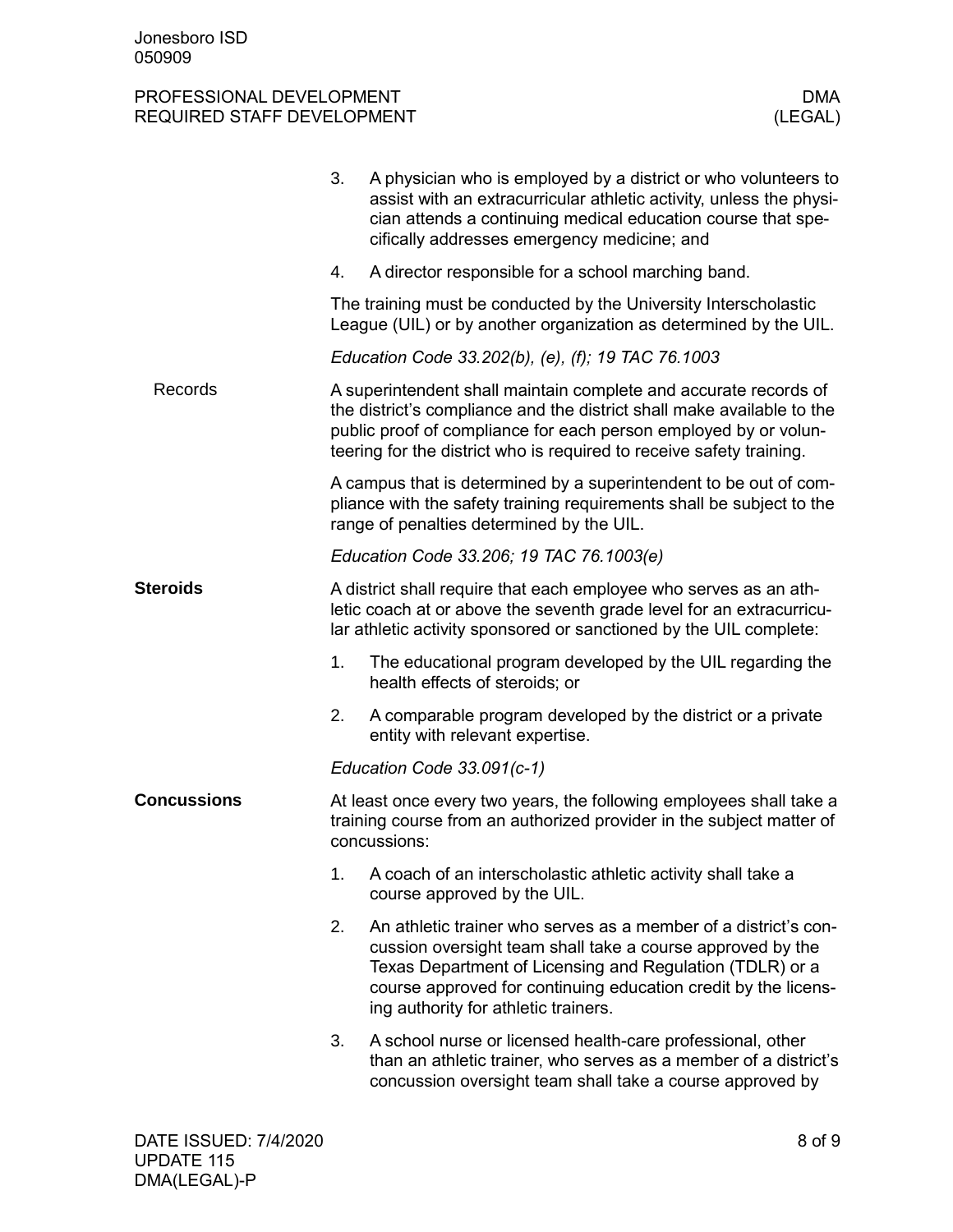3. A physician who is employed by a district or who volunteers to assist with an extracurricular athletic activity, unless the physician attends a continuing medical education course that specifically addresses emergency medicine; and
4. A director responsible for a school marching band.

The training must be conducted by the University Interscholastic League (UIL) or by another organization as determined by the UIL.

*Education Code 33.202(b), (e), (f); 19 TAC 76.1003*

### Records

A superintendent shall maintain complete and accurate records of the district's compliance and the district shall make available to the public proof of compliance for each person employed by or volunteering for the district who is required to receive safety training.

A campus that is determined by a superintendent to be out of compliance with the safety training requirements shall be subject to the range of penalties determined by the UIL.

*Education Code 33.206; 19 TAC 76.1003(e)*

## Steroids

A district shall require that each employee who serves as an athletic coach at or above the seventh grade level for an extracurricular athletic activity sponsored or sanctioned by the UIL complete:

1. The educational program developed by the UIL regarding the health effects of steroids; or
2. A comparable program developed by the district or a private entity with relevant expertise.

*Education Code 33.091(c-1)*

## Concussions

At least once every two years, the following employees shall take a training course from an authorized provider in the subject matter of concussions:

1. A coach of an interscholastic athletic activity shall take a course approved by the UIL.
2. An athletic trainer who serves as a member of a district's concussion oversight team shall take a course approved by the Texas Department of Licensing and Regulation (TDLR) or a course approved for continuing education credit by the licensing authority for athletic trainers.
3. A school nurse or licensed health-care professional, other than an athletic trainer, who serves as a member of a district's concussion oversight team shall take a course approved by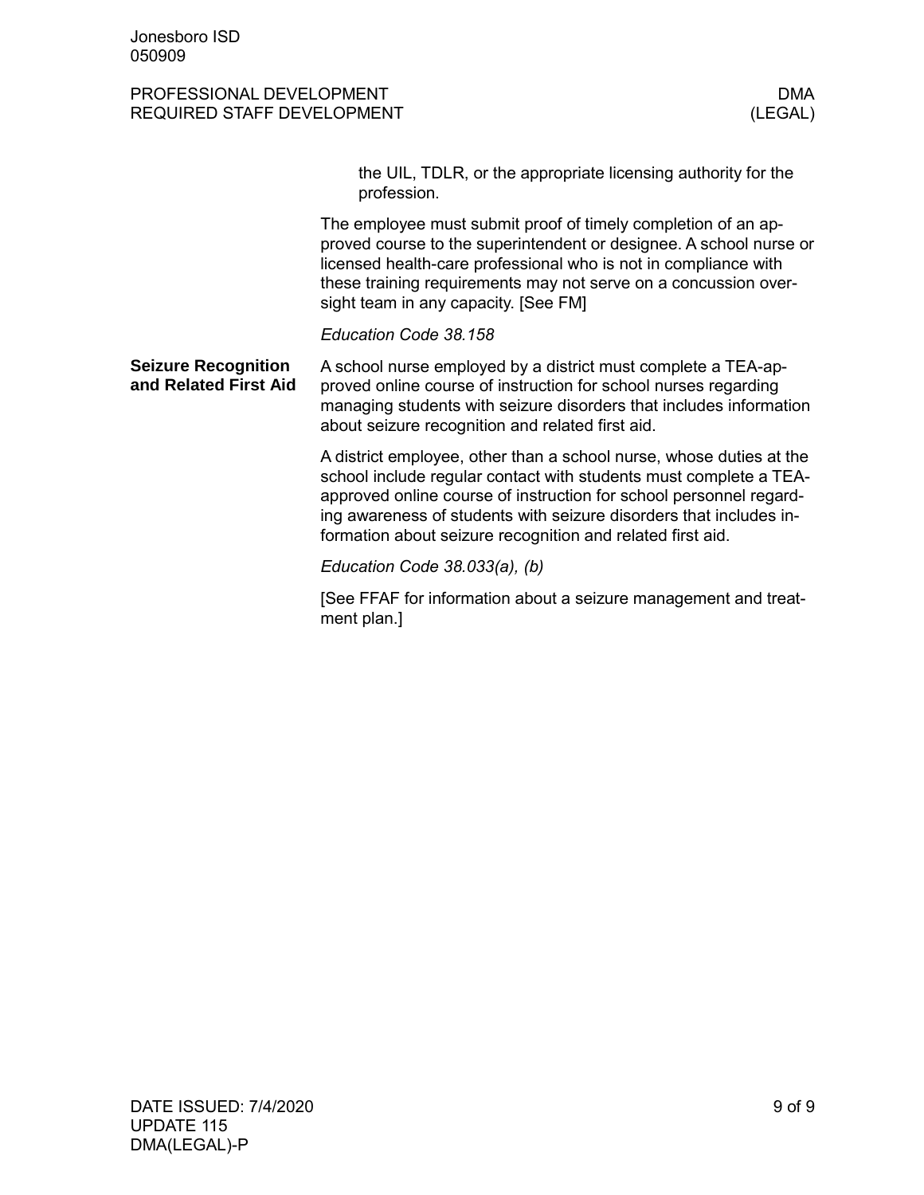the UIL, TDLR, or the appropriate licensing authority for the profession.

The employee must submit proof of timely completion of an approved course to the superintendent or designee. A school nurse or licensed health-care professional who is not in compliance with these training requirements may not serve on a concussion oversight team in any capacity. [See FM]

*Education Code 38.158*

**Seizure Recognition and Related First Aid**

A school nurse employed by a district must complete a TEA-approved online course of instruction for school nurses regarding managing students with seizure disorders that includes information about seizure recognition and related first aid.

A district employee, other than a school nurse, whose duties at the school include regular contact with students must complete a TEA-approved online course of instruction for school personnel regarding awareness of students with seizure disorders that includes information about seizure recognition and related first aid.

*Education Code 38.033(a), (b)*

[See FFAF for information about a seizure management and treatment plan.]